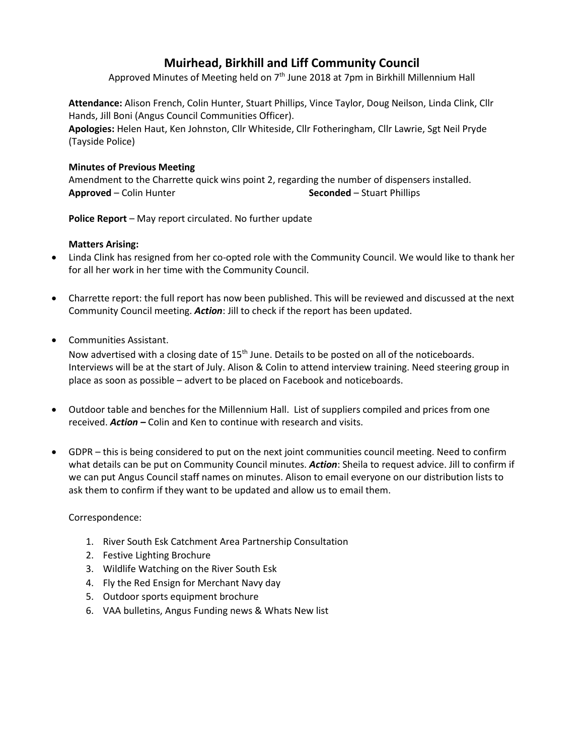# Muirhead, Birkhill and Liff Community Council

Approved Minutes of Meeting held on 7th June 2018 at 7pm in Birkhill Millennium Hall

**Attendance:** Alison French, Colin Hunter, Stuart Phillips, Vince Taylor, Doug Neilson, Linda Clink, Cllr Hands, Jill Boni (Angus Council Communities Officer).
**Apologies:** Helen Haut, Ken Johnston, Cllr Whiteside, Cllr Fotheringham, Cllr Lawrie, Sgt Neil Pryde (Tayside Police)

**Minutes of Previous Meeting**
Amendment to the Charrette quick wins point 2, regarding the number of dispensers installed.
**Approved** – Colin Hunter **Seconded** – Stuart Phillips

**Police Report** – May report circulated. No further update

**Matters Arising:**

- Linda Clink has resigned from her co-opted role with the Community Council. We would like to thank her for all her work in her time with the Community Council.
- Charrette report: the full report has now been published. This will be reviewed and discussed at the next Community Council meeting. ***Action***: Jill to check if the report has been updated.
- Communities Assistant.
  Now advertised with a closing date of 15th June. Details to be posted on all of the noticeboards. Interviews will be at the start of July. Alison & Colin to attend interview training. Need steering group in place as soon as possible – advert to be placed on Facebook and noticeboards.
- Outdoor table and benches for the Millennium Hall. List of suppliers compiled and prices from one received. ***Action –*** Colin and Ken to continue with research and visits.
- GDPR – this is being considered to put on the next joint communities council meeting. Need to confirm what details can be put on Community Council minutes. ***Action***: Sheila to request advice. Jill to confirm if we can put Angus Council staff names on minutes. Alison to email everyone on our distribution lists to ask them to confirm if they want to be updated and allow us to email them.

Correspondence:

1. River South Esk Catchment Area Partnership Consultation
2. Festive Lighting Brochure
3. Wildlife Watching on the River South Esk
4. Fly the Red Ensign for Merchant Navy day
5. Outdoor sports equipment brochure
6. VAA bulletins, Angus Funding news & Whats New list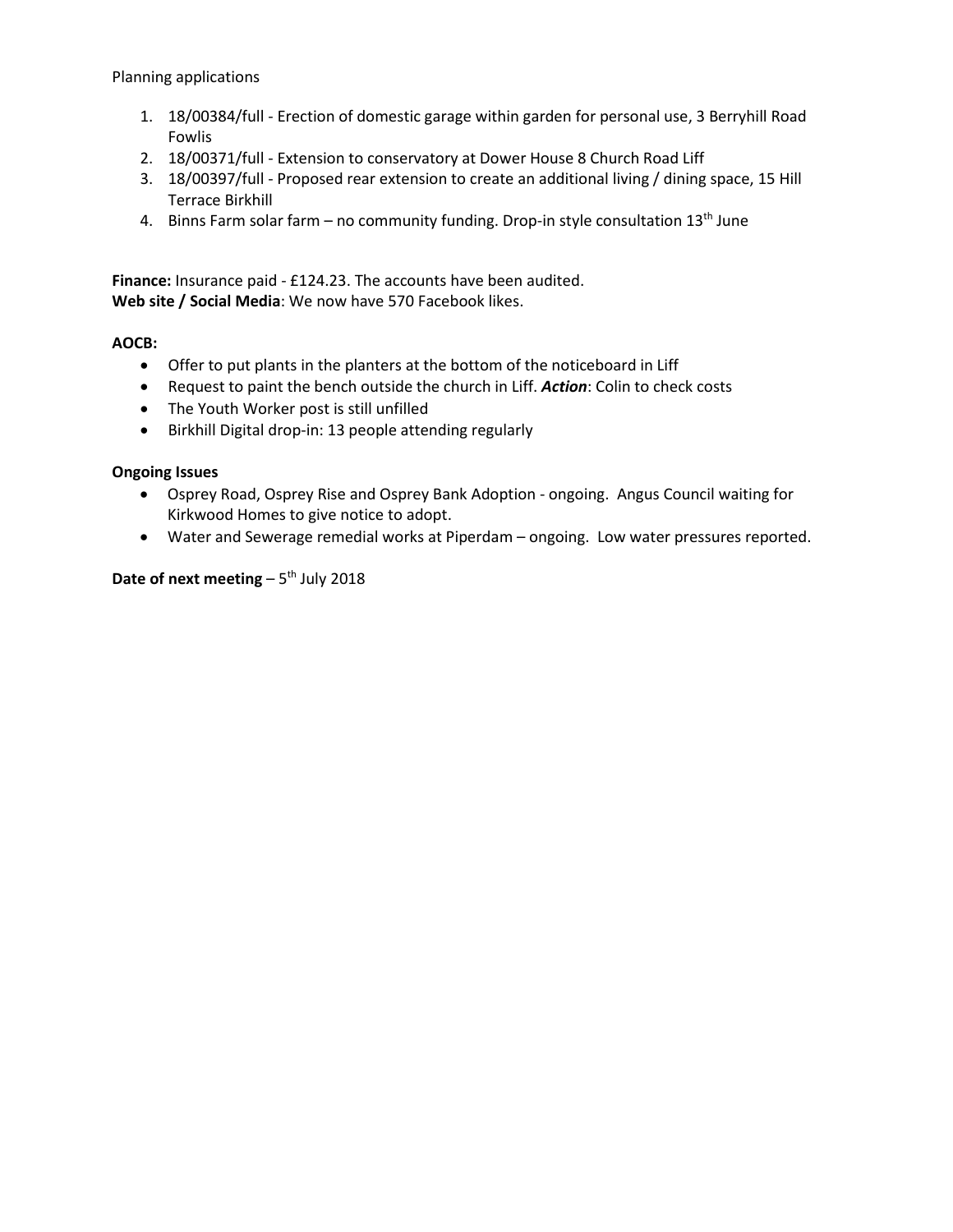Planning applications

1. 18/00384/full - Erection of domestic garage within garden for personal use, 3 Berryhill Road Fowlis
2. 18/00371/full - Extension to conservatory at Dower House 8 Church Road Liff
3. 18/00397/full - Proposed rear extension to create an additional living / dining space, 15 Hill Terrace Birkhill
4. Binns Farm solar farm – no community funding. Drop-in style consultation 13th June

**Finance:** Insurance paid - £124.23. The accounts have been audited.
**Web site / Social Media**: We now have 570 Facebook likes.

**AOCB:**

- Offer to put plants in the planters at the bottom of the noticeboard in Liff
- Request to paint the bench outside the church in Liff. ***Action***: Colin to check costs
- The Youth Worker post is still unfilled
- Birkhill Digital drop-in: 13 people attending regularly

**Ongoing Issues**

- Osprey Road, Osprey Rise and Osprey Bank Adoption - ongoing. Angus Council waiting for Kirkwood Homes to give notice to adopt.
- Water and Sewerage remedial works at Piperdam – ongoing. Low water pressures reported.

**Date of next meeting** – 5th July 2018